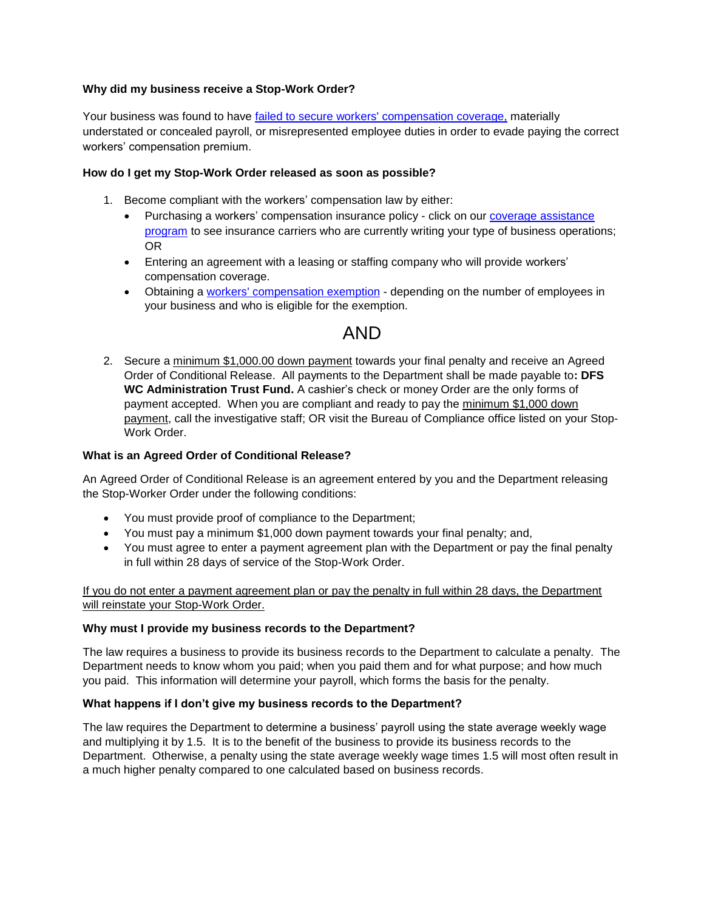**Why did my business receive a Stop-Work Order?**

Your business was found to have failed to secure workers' compensation coverage, materially understated or concealed payroll, or misrepresented employee duties in order to evade paying the correct workers' compensation premium.

**How do I get my Stop-Work Order released as soon as possible?**

1. Become compliant with the workers' compensation law by either:
   - Purchasing a workers' compensation insurance policy - click on our coverage assistance program to see insurance carriers who are currently writing your type of business operations; OR
   - Entering an agreement with a leasing or staffing company who will provide workers' compensation coverage.
   - Obtaining a workers' compensation exemption - depending on the number of employees in your business and who is eligible for the exemption.

AND

2. Secure a minimum $1,000.00 down payment towards your final penalty and receive an Agreed Order of Conditional Release. All payments to the Department shall be made payable to**: DFS WC Administration Trust Fund.** A cashier's check or money Order are the only forms of payment accepted. When you are compliant and ready to pay the minimum $1,000 down payment, call the investigative staff; OR visit the Bureau of Compliance office listed on your Stop-Work Order.

**What is an Agreed Order of Conditional Release?**

An Agreed Order of Conditional Release is an agreement entered by you and the Department releasing the Stop-Worker Order under the following conditions:

- You must provide proof of compliance to the Department;
- You must pay a minimum $1,000 down payment towards your final penalty; and,
- You must agree to enter a payment agreement plan with the Department or pay the final penalty in full within 28 days of service of the Stop-Work Order.

If you do not enter a payment agreement plan or pay the penalty in full within 28 days, the Department will reinstate your Stop-Work Order.

**Why must I provide my business records to the Department?**

The law requires a business to provide its business records to the Department to calculate a penalty. The Department needs to know whom you paid; when you paid them and for what purpose; and how much you paid. This information will determine your payroll, which forms the basis for the penalty.

**What happens if I don't give my business records to the Department?**

The law requires the Department to determine a business' payroll using the state average weekly wage and multiplying it by 1.5. It is to the benefit of the business to provide its business records to the Department. Otherwise, a penalty using the state average weekly wage times 1.5 will most often result in a much higher penalty compared to one calculated based on business records.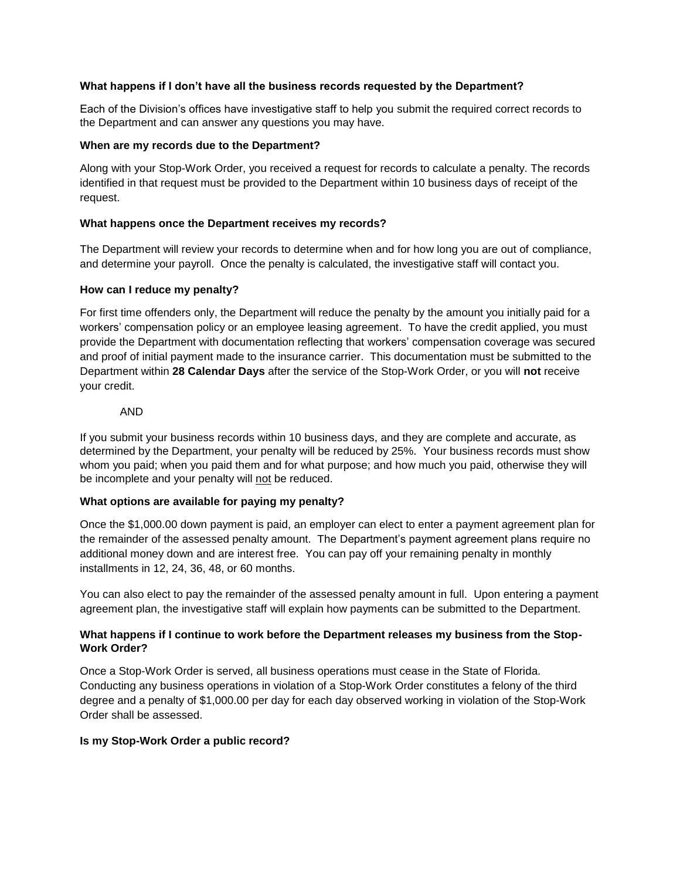**What happens if I don't have all the business records requested by the Department?**

Each of the Division's offices have investigative staff to help you submit the required correct records to the Department and can answer any questions you may have.

**When are my records due to the Department?**

Along with your Stop-Work Order, you received a request for records to calculate a penalty. The records identified in that request must be provided to the Department within 10 business days of receipt of the request.

**What happens once the Department receives my records?**

The Department will review your records to determine when and for how long you are out of compliance, and determine your payroll. Once the penalty is calculated, the investigative staff will contact you.

**How can I reduce my penalty?**

For first time offenders only, the Department will reduce the penalty by the amount you initially paid for a workers' compensation policy or an employee leasing agreement. To have the credit applied, you must provide the Department with documentation reflecting that workers' compensation coverage was secured and proof of initial payment made to the insurance carrier. This documentation must be submitted to the Department within **28 Calendar Days** after the service of the Stop-Work Order, or you will **not** receive your credit.

AND

If you submit your business records within 10 business days, and they are complete and accurate, as determined by the Department, your penalty will be reduced by 25%. Your business records must show whom you paid; when you paid them and for what purpose; and how much you paid, otherwise they will be incomplete and your penalty will <u>not</u> be reduced.

**What options are available for paying my penalty?**

Once the $1,000.00 down payment is paid, an employer can elect to enter a payment agreement plan for the remainder of the assessed penalty amount. The Department's payment agreement plans require no additional money down and are interest free. You can pay off your remaining penalty in monthly installments in 12, 24, 36, 48, or 60 months.

You can also elect to pay the remainder of the assessed penalty amount in full. Upon entering a payment agreement plan, the investigative staff will explain how payments can be submitted to the Department.

**What happens if I continue to work before the Department releases my business from the Stop-Work Order?**

Once a Stop-Work Order is served, all business operations must cease in the State of Florida. Conducting any business operations in violation of a Stop-Work Order constitutes a felony of the third degree and a penalty of $1,000.00 per day for each day observed working in violation of the Stop-Work Order shall be assessed.

**Is my Stop-Work Order a public record?**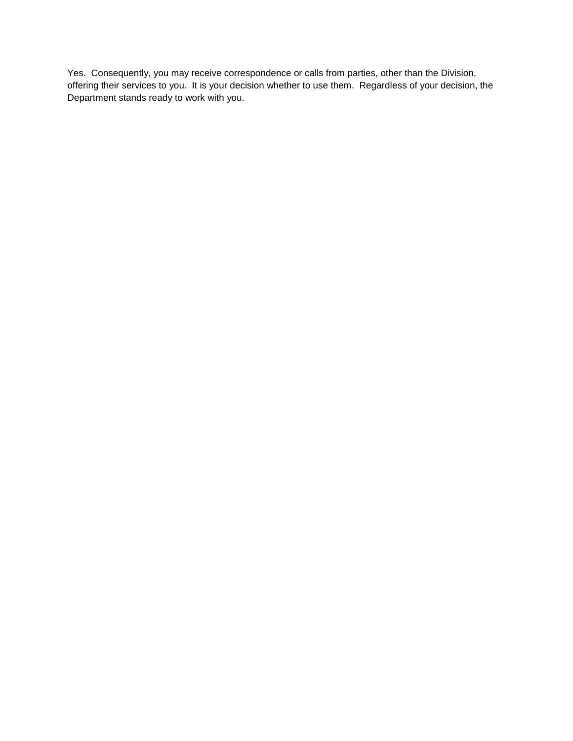Yes. Consequently, you may receive correspondence or calls from parties, other than the Division, offering their services to you. It is your decision whether to use them. Regardless of your decision, the Department stands ready to work with you.